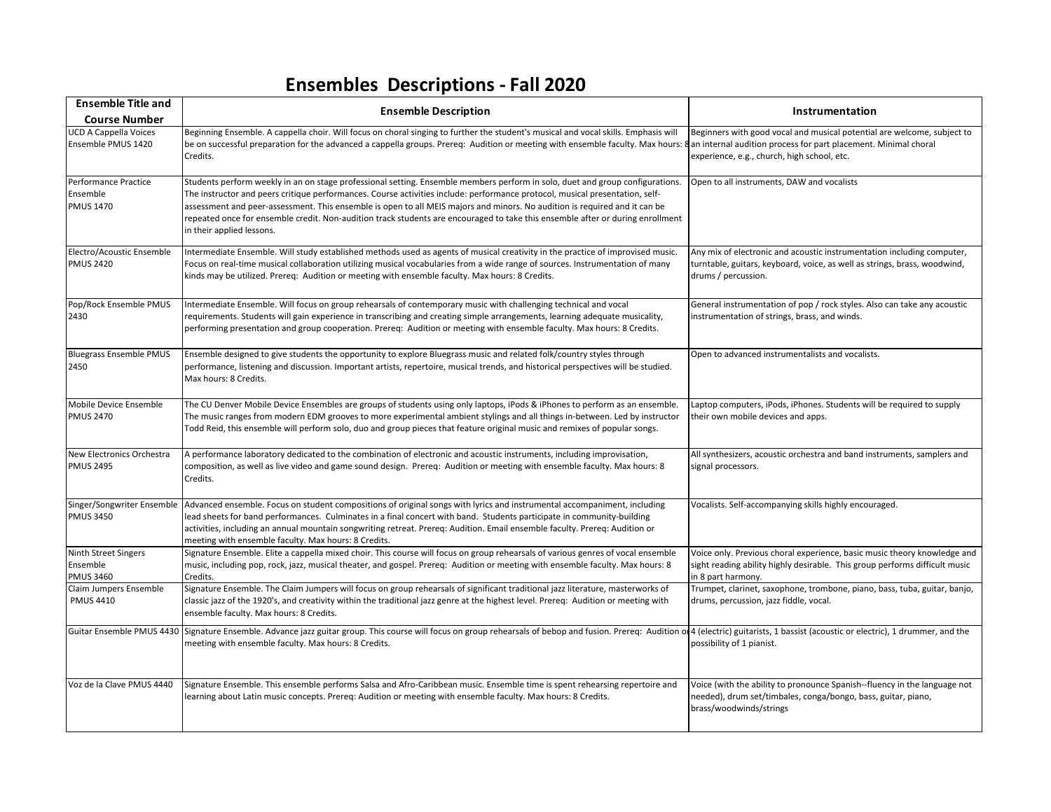# Ensembles Descriptions - Fall 2020

| Ensemble Title and Course Number | Ensemble Description | Instrumentation |
|---|---|---|
| UCD A Cappella Voices Ensemble PMUS 1420 | Beginning Ensemble. A cappella choir. Will focus on choral singing to further the student's musical and vocal skills. Emphasis will be on successful preparation for the advanced a cappella groups. Prereq: Audition or meeting with ensemble faculty. Max hours: 8 Credits. | Beginners with good vocal and musical potential are welcome, subject to an internal audition process for part placement. Minimal choral experience, e.g., church, high school, etc. |
| Performance Practice Ensemble PMUS 1470 | Students perform weekly in an on stage professional setting. Ensemble members perform in solo, duet and group configurations. The instructor and peers critique performances. Course activities include: performance protocol, musical presentation, self-assessment and peer-assessment. This ensemble is open to all MEIS majors and minors. No audition is required and it can be repeated once for ensemble credit. Non-audition track students are encouraged to take this ensemble after or during enrollment in their applied lessons. | Open to all instruments, DAW and vocalists |
| Electro/Acoustic Ensemble PMUS 2420 | Intermediate Ensemble. Will study established methods used as agents of musical creativity in the practice of improvised music. Focus on real-time musical collaboration utilizing musical vocabularies from a wide range of sources. Instrumentation of many kinds may be utilized. Prereq: Audition or meeting with ensemble faculty. Max hours: 8 Credits. | Any mix of electronic and acoustic instrumentation including computer, turntable, guitars, keyboard, voice, as well as strings, brass, woodwind, drums / percussion. |
| Pop/Rock Ensemble PMUS 2430 | Intermediate Ensemble. Will focus on group rehearsals of contemporary music with challenging technical and vocal requirements. Students will gain experience in transcribing and creating simple arrangements, learning adequate musicality, performing presentation and group cooperation. Prereq: Audition or meeting with ensemble faculty. Max hours: 8 Credits. | General instrumentation of pop / rock styles. Also can take any acoustic instrumentation of strings, brass, and winds. |
| Bluegrass Ensemble PMUS 2450 | Ensemble designed to give students the opportunity to explore Bluegrass music and related folk/country styles through performance, listening and discussion. Important artists, repertoire, musical trends, and historical perspectives will be studied. Max hours: 8 Credits. | Open to advanced instrumentalists and vocalists. |
| Mobile Device Ensemble PMUS 2470 | The CU Denver Mobile Device Ensembles are groups of students using only laptops, iPods & iPhones to perform as an ensemble. The music ranges from modern EDM grooves to more experimental ambient stylings and all things in-between. Led by instructor Todd Reid, this ensemble will perform solo, duo and group pieces that feature original music and remixes of popular songs. | Laptop computers, iPods, iPhones. Students will be required to supply their own mobile devices and apps. |
| New Electronics Orchestra PMUS 2495 | A performance laboratory dedicated to the combination of electronic and acoustic instruments, including improvisation, composition, as well as live video and game sound design. Prereq: Audition or meeting with ensemble faculty. Max hours: 8 Credits. | All synthesizers, acoustic orchestra and band instruments, samplers and signal processors. |
| Singer/Songwriter Ensemble PMUS 3450 | Advanced ensemble. Focus on student compositions of original songs with lyrics and instrumental accompaniment, including lead sheets for band performances. Culminates in a final concert with band. Students participate in community-building activities, including an annual mountain songwriting retreat. Prereq: Audition. Email ensemble faculty. Prereq: Audition or meeting with ensemble faculty. Max hours: 8 Credits. | Vocalists. Self-accompanying skills highly encouraged. |
| Ninth Street Singers Ensemble PMUS 3460 | Signature Ensemble. Elite a cappella mixed choir. This course will focus on group rehearsals of various genres of vocal ensemble music, including pop, rock, jazz, musical theater, and gospel. Prereq: Audition or meeting with ensemble faculty. Max hours: 8 Credits. | Voice only. Previous choral experience, basic music theory knowledge and sight reading ability highly desirable. This group performs difficult music in 8 part harmony. |
| Claim Jumpers Ensemble PMUS 4410 | Signature Ensemble. The Claim Jumpers will focus on group rehearsals of significant traditional jazz literature, masterworks of classic jazz of the 1920's, and creativity within the traditional jazz genre at the highest level. Prereq: Audition or meeting with ensemble faculty. Max hours: 8 Credits. | Trumpet, clarinet, saxophone, trombone, piano, bass, tuba, guitar, banjo, drums, percussion, jazz fiddle, vocal. |
| Guitar Ensemble PMUS 4430 | Signature Ensemble. Advance jazz guitar group. This course will focus on group rehearsals of bebop and fusion. Prereq: Audition or meeting with ensemble faculty. Max hours: 8 Credits. | 4 (electric) guitarists, 1 bassist (acoustic or electric), 1 drummer, and the possibility of 1 pianist. |
| Voz de la Clave PMUS 4440 | Signature Ensemble. This ensemble performs Salsa and Afro-Caribbean music. Ensemble time is spent rehearsing repertoire and learning about Latin music concepts. Prereq: Audition or meeting with ensemble faculty. Max hours: 8 Credits. | Voice (with the ability to pronounce Spanish--fluency in the language not needed), drum set/timbales, conga/bongo, bass, guitar, piano, brass/woodwinds/strings |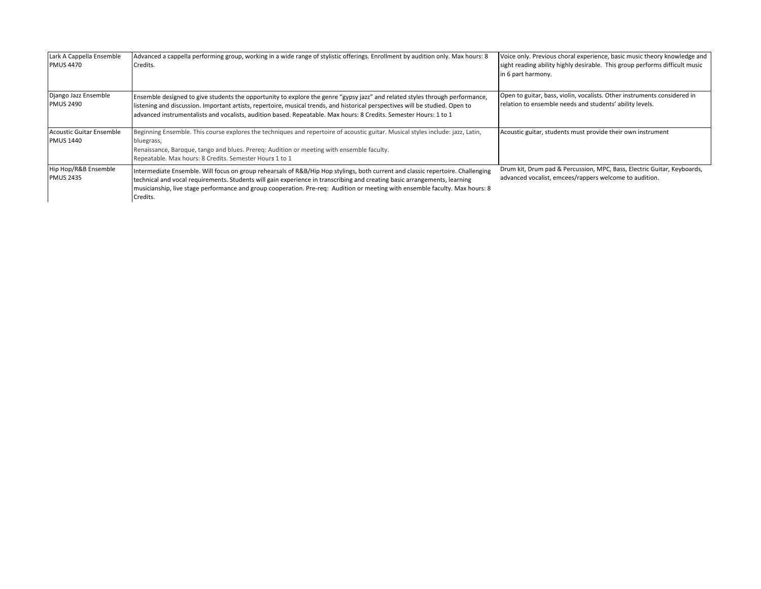| | | |
|---|---|---|
| Lark A Cappella Ensemble PMUS 4470 | Advanced a cappella performing group, working in a wide range of stylistic offerings. Enrollment by audition only. Max hours: 8 Credits. | Voice only. Previous choral experience, basic music theory knowledge and sight reading ability highly desirable. This group performs difficult music in 6 part harmony. |
| Django Jazz Ensemble PMUS 2490 | Ensemble designed to give students the opportunity to explore the genre "gypsy jazz" and related styles through performance, listening and discussion. Important artists, repertoire, musical trends, and historical perspectives will be studied. Open to advanced instrumentalists and vocalists, audition based. Repeatable. Max hours: 8 Credits. Semester Hours: 1 to 1 | Open to guitar, bass, violin, vocalists. Other instruments considered in relation to ensemble needs and students' ability levels. |
| Acoustic Guitar Ensemble PMUS 1440 | Beginning Ensemble. This course explores the techniques and repertoire of acoustic guitar. Musical styles include: jazz, Latin, bluegrass,<br>Renaissance, Baroque, tango and blues. Prereq: Audition or meeting with ensemble faculty.<br>Repeatable. Max hours: 8 Credits. Semester Hours 1 to 1 | Acoustic guitar, students must provide their own instrument |
| Hip Hop/R&B Ensemble PMUS 2435 | Intermediate Ensemble. Will focus on group rehearsals of R&B/Hip Hop stylings, both current and classic repertoire. Challenging technical and vocal requirements. Students will gain experience in transcribing and creating basic arrangements, learning musicianship, live stage performance and group cooperation. Pre-req: Audition or meeting with ensemble faculty. Max hours: 8 Credits. | Drum kit, Drum pad & Percussion, MPC, Bass, Electric Guitar, Keyboards, advanced vocalist, emcees/rappers welcome to audition. |